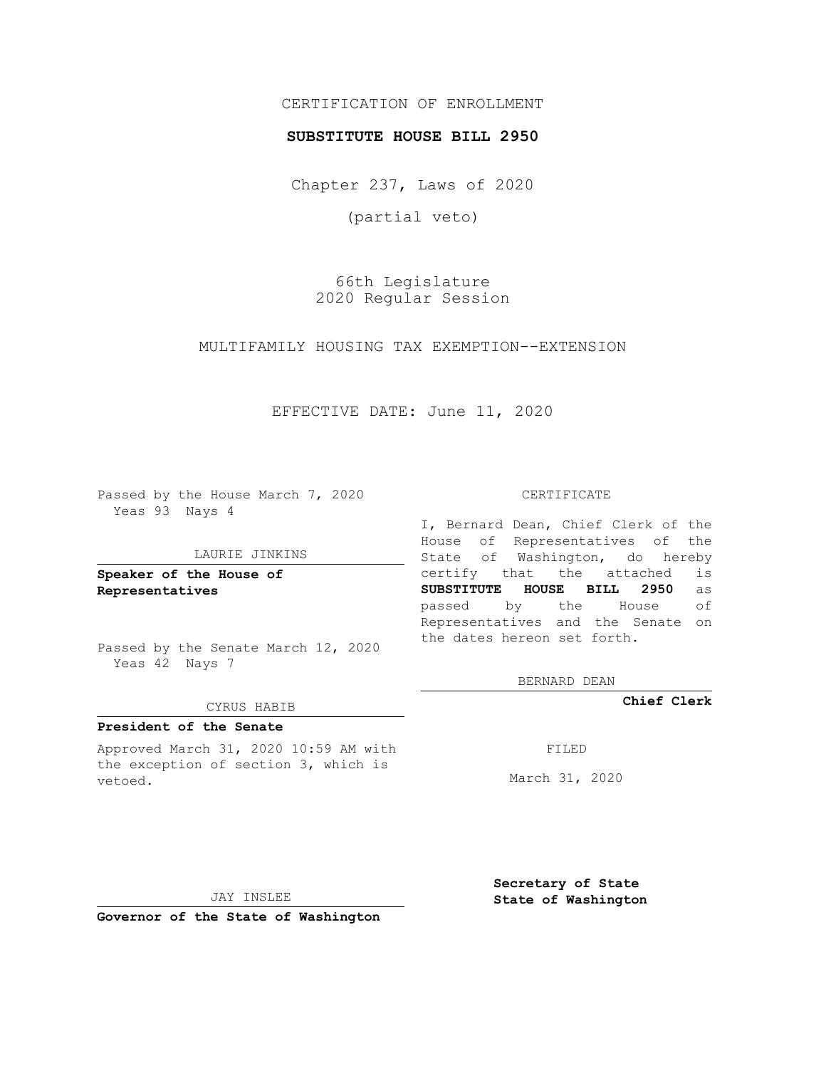CERTIFICATION OF ENROLLMENT

**SUBSTITUTE HOUSE BILL 2950**

Chapter 237, Laws of 2020

(partial veto)

66th Legislature
2020 Regular Session

MULTIFAMILY HOUSING TAX EXEMPTION--EXTENSION

EFFECTIVE DATE: June 11, 2020

Passed by the House March 7, 2020
Yeas 93 Nays 4

LAURIE JINKINS

**Speaker of the House of Representatives**

Passed by the Senate March 12, 2020
Yeas 42 Nays 7

CYRUS HABIB

**President of the Senate**

Approved March 31, 2020 10:59 AM with the exception of section 3, which is vetoed.

JAY INSLEE

**Governor of the State of Washington**

CERTIFICATE

I, Bernard Dean, Chief Clerk of the House of Representatives of the State of Washington, do hereby certify that the attached is **SUBSTITUTE HOUSE BILL 2950** as passed by the House of Representatives and the Senate on the dates hereon set forth.

BERNARD DEAN

**Chief Clerk**

FILED

March 31, 2020

**Secretary of State**
**State of Washington**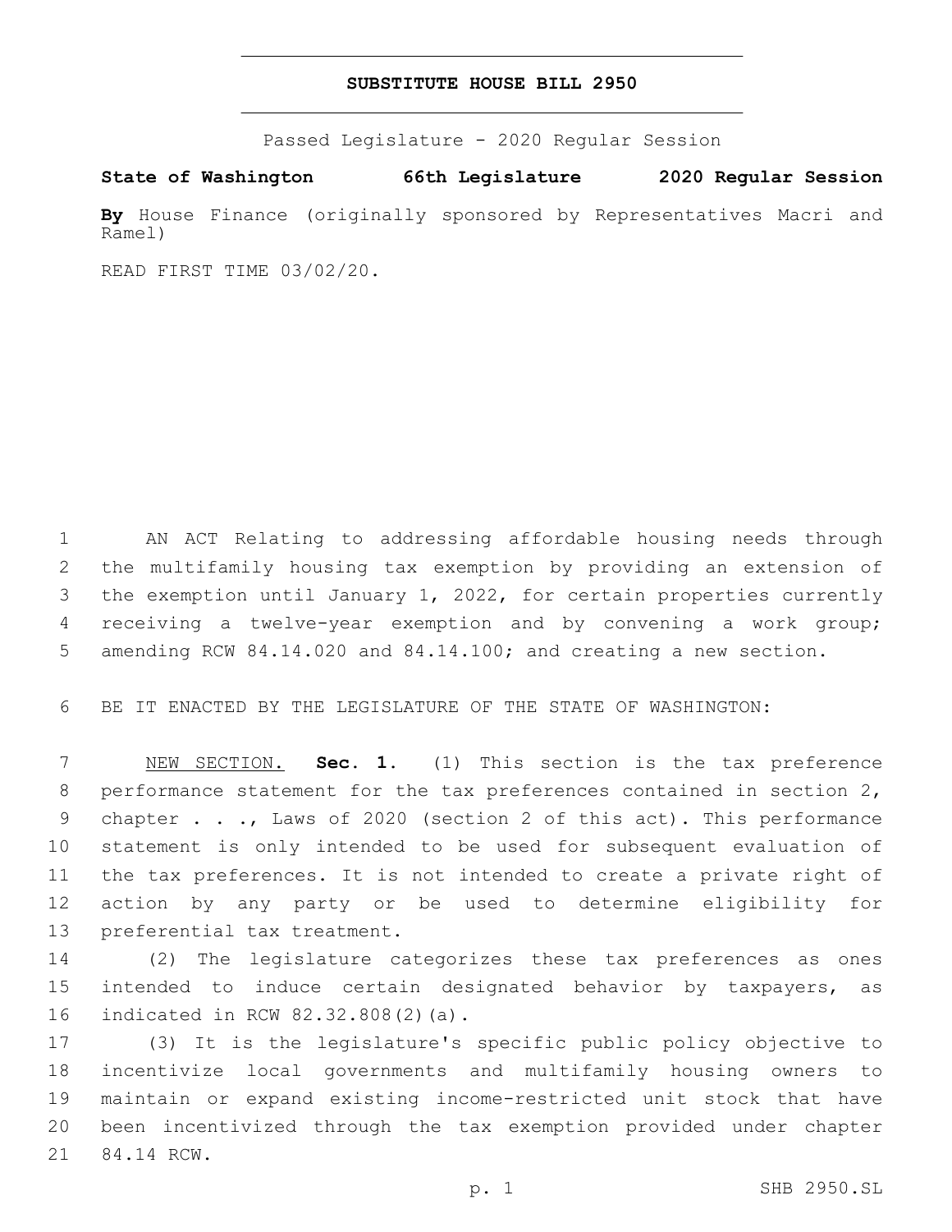# SUBSTITUTE HOUSE BILL 2950

Passed Legislature - 2020 Regular Session

**State of Washington 66th Legislature 2020 Regular Session**

**By** House Finance (originally sponsored by Representatives Macri and Ramel)

READ FIRST TIME 03/02/20.

AN ACT Relating to addressing affordable housing needs through the multifamily housing tax exemption by providing an extension of the exemption until January 1, 2022, for certain properties currently receiving a twelve-year exemption and by convening a work group; amending RCW 84.14.020 and 84.14.100; and creating a new section.

BE IT ENACTED BY THE LEGISLATURE OF THE STATE OF WASHINGTON:

NEW SECTION. **Sec. 1.** (1) This section is the tax preference performance statement for the tax preferences contained in section 2, chapter . . ., Laws of 2020 (section 2 of this act). This performance statement is only intended to be used for subsequent evaluation of the tax preferences. It is not intended to create a private right of action by any party or be used to determine eligibility for preferential tax treatment.

(2) The legislature categorizes these tax preferences as ones intended to induce certain designated behavior by taxpayers, as indicated in RCW 82.32.808(2)(a).

(3) It is the legislature's specific public policy objective to incentivize local governments and multifamily housing owners to maintain or expand existing income-restricted unit stock that have been incentivized through the tax exemption provided under chapter 84.14 RCW.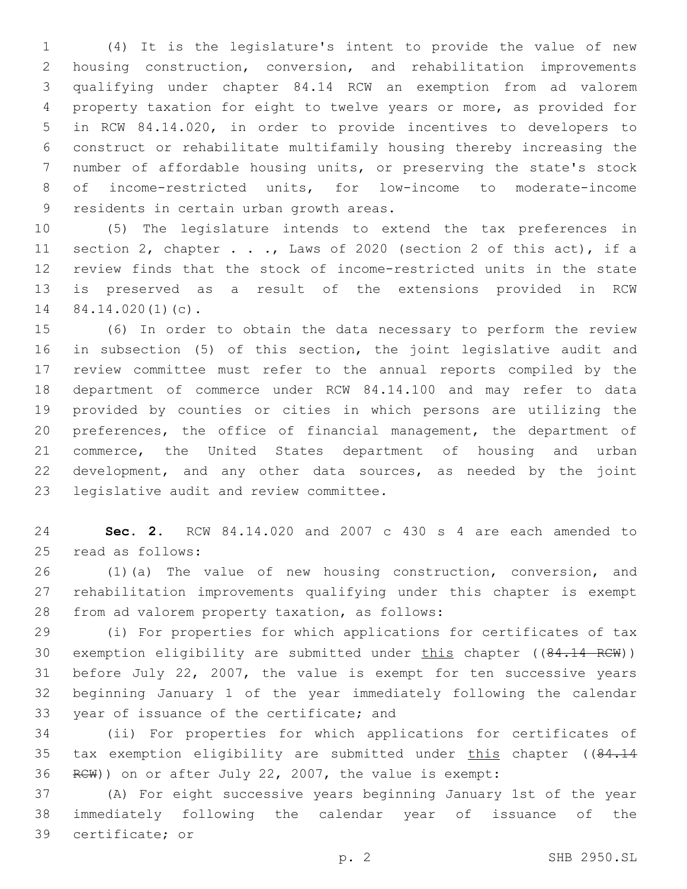(4) It is the legislature's intent to provide the value of new housing construction, conversion, and rehabilitation improvements qualifying under chapter 84.14 RCW an exemption from ad valorem property taxation for eight to twelve years or more, as provided for in RCW 84.14.020, in order to provide incentives to developers to construct or rehabilitate multifamily housing thereby increasing the number of affordable housing units, or preserving the state's stock of income-restricted units, for low-income to moderate-income residents in certain urban growth areas.

(5) The legislature intends to extend the tax preferences in section 2, chapter . . ., Laws of 2020 (section 2 of this act), if a review finds that the stock of income-restricted units in the state is preserved as a result of the extensions provided in RCW 84.14.020(1)(c).

(6) In order to obtain the data necessary to perform the review in subsection (5) of this section, the joint legislative audit and review committee must refer to the annual reports compiled by the department of commerce under RCW 84.14.100 and may refer to data provided by counties or cities in which persons are utilizing the preferences, the office of financial management, the department of commerce, the United States department of housing and urban development, and any other data sources, as needed by the joint legislative audit and review committee.

**Sec. 2.** RCW 84.14.020 and 2007 c 430 s 4 are each amended to read as follows:

(1)(a) The value of new housing construction, conversion, and rehabilitation improvements qualifying under this chapter is exempt from ad valorem property taxation, as follows:

(i) For properties for which applications for certificates of tax exemption eligibility are submitted under <u>this</u> chapter ((~~84.14 RCW~~)) before July 22, 2007, the value is exempt for ten successive years beginning January 1 of the year immediately following the calendar year of issuance of the certificate; and

(ii) For properties for which applications for certificates of tax exemption eligibility are submitted under <u>this</u> chapter ((~~84.14 RCW~~)) on or after July 22, 2007, the value is exempt:

(A) For eight successive years beginning January 1st of the year immediately following the calendar year of issuance of the certificate; or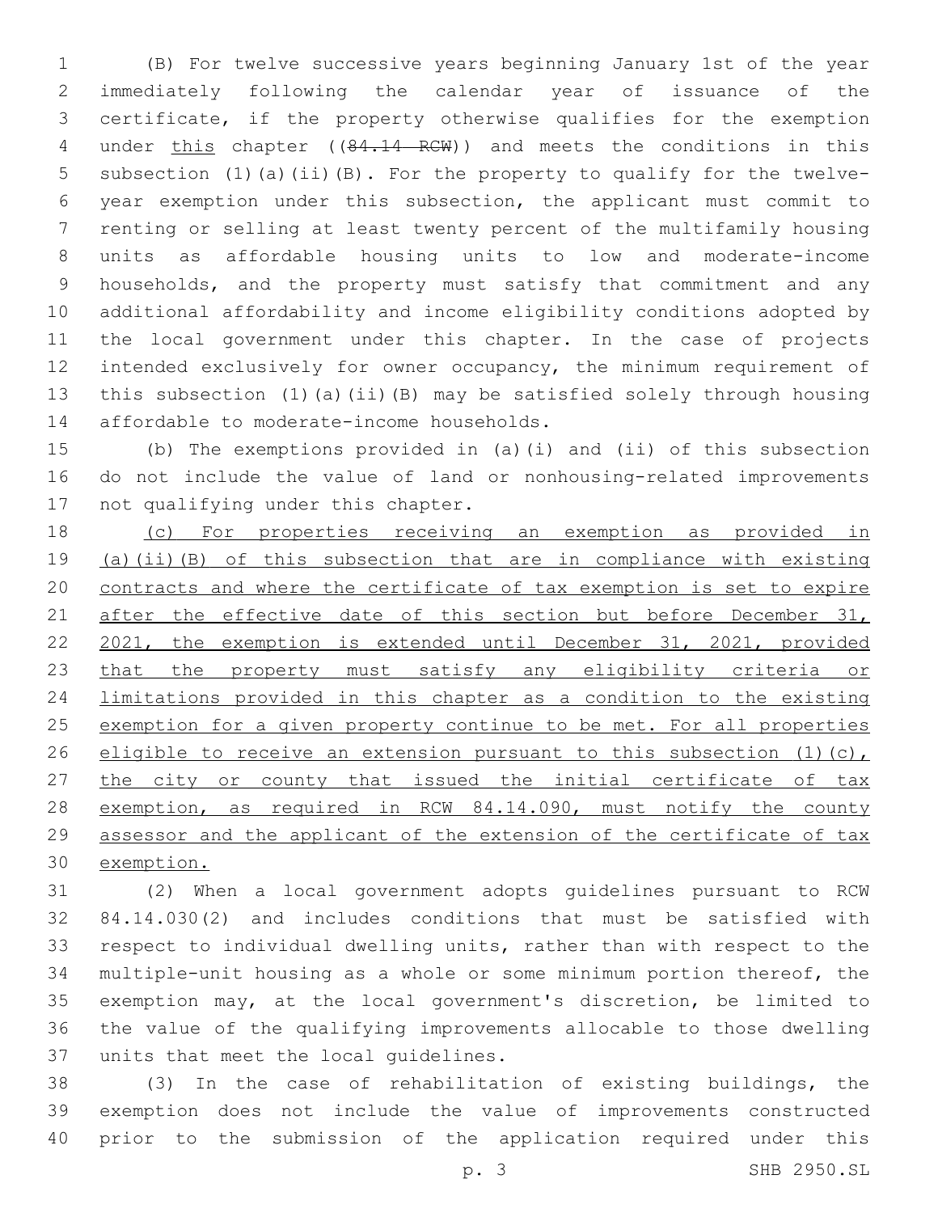(B) For twelve successive years beginning January 1st of the year immediately following the calendar year of issuance of the certificate, if the property otherwise qualifies for the exemption under this chapter ((84.14 RCW)) and meets the conditions in this subsection (1)(a)(ii)(B). For the property to qualify for the twelve-year exemption under this subsection, the applicant must commit to renting or selling at least twenty percent of the multifamily housing units as affordable housing units to low and moderate-income households, and the property must satisfy that commitment and any additional affordability and income eligibility conditions adopted by the local government under this chapter. In the case of projects intended exclusively for owner occupancy, the minimum requirement of this subsection (1)(a)(ii)(B) may be satisfied solely through housing affordable to moderate-income households.

(b) The exemptions provided in (a)(i) and (ii) of this subsection do not include the value of land or nonhousing-related improvements not qualifying under this chapter.

(c) For properties receiving an exemption as provided in (a)(ii)(B) of this subsection that are in compliance with existing contracts and where the certificate of tax exemption is set to expire after the effective date of this section but before December 31, 2021, the exemption is extended until December 31, 2021, provided that the property must satisfy any eligibility criteria or limitations provided in this chapter as a condition to the existing exemption for a given property continue to be met. For all properties eligible to receive an extension pursuant to this subsection (1)(c), the city or county that issued the initial certificate of tax exemption, as required in RCW 84.14.090, must notify the county assessor and the applicant of the extension of the certificate of tax exemption.

(2) When a local government adopts guidelines pursuant to RCW 84.14.030(2) and includes conditions that must be satisfied with respect to individual dwelling units, rather than with respect to the multiple-unit housing as a whole or some minimum portion thereof, the exemption may, at the local government's discretion, be limited to the value of the qualifying improvements allocable to those dwelling units that meet the local guidelines.

(3) In the case of rehabilitation of existing buildings, the exemption does not include the value of improvements constructed prior to the submission of the application required under this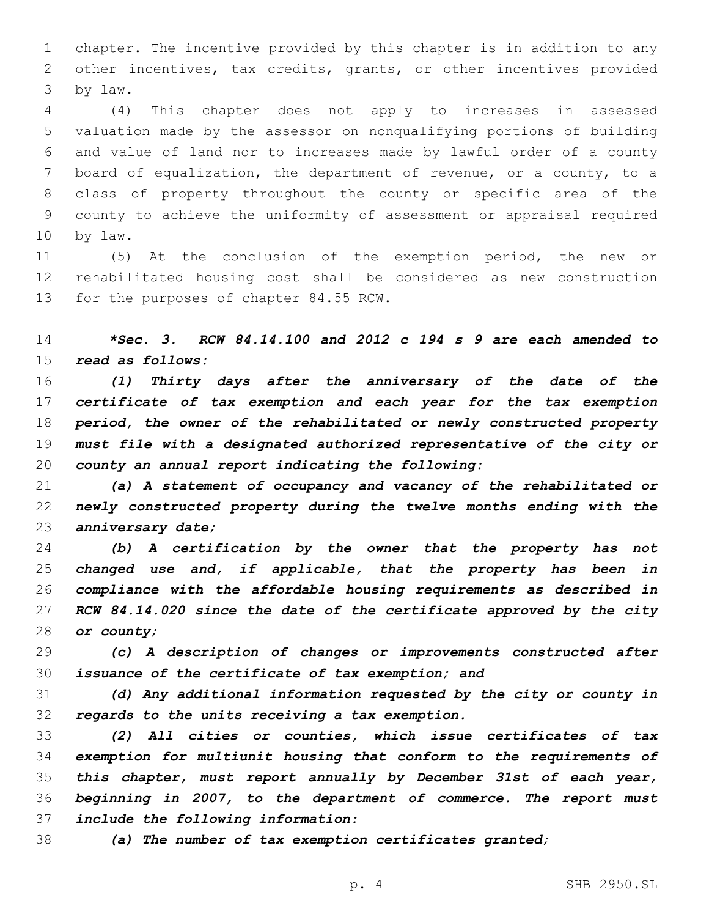chapter. The incentive provided by this chapter is in addition to any other incentives, tax credits, grants, or other incentives provided by law.

(4) This chapter does not apply to increases in assessed valuation made by the assessor on nonqualifying portions of building and value of land nor to increases made by lawful order of a county board of equalization, the department of revenue, or a county, to a class of property throughout the county or specific area of the county to achieve the uniformity of assessment or appraisal required by law.

(5) At the conclusion of the exemption period, the new or rehabilitated housing cost shall be considered as new construction for the purposes of chapter 84.55 RCW.

***Sec. 3. RCW 84.14.100 and 2012 c 194 s 9 are each amended to read as follows:***

***(1) Thirty days after the anniversary of the date of the certificate of tax exemption and each year for the tax exemption period, the owner of the rehabilitated or newly constructed property must file with a designated authorized representative of the city or county an annual report indicating the following:***

***(a) A statement of occupancy and vacancy of the rehabilitated or newly constructed property during the twelve months ending with the anniversary date;***

***(b) A certification by the owner that the property has not changed use and, if applicable, that the property has been in compliance with the affordable housing requirements as described in RCW 84.14.020 since the date of the certificate approved by the city or county;***

***(c) A description of changes or improvements constructed after issuance of the certificate of tax exemption; and***

***(d) Any additional information requested by the city or county in regards to the units receiving a tax exemption.***

***(2) All cities or counties, which issue certificates of tax exemption for multiunit housing that conform to the requirements of this chapter, must report annually by December 31st of each year, beginning in 2007, to the department of commerce. The report must include the following information:***

***(a) The number of tax exemption certificates granted;***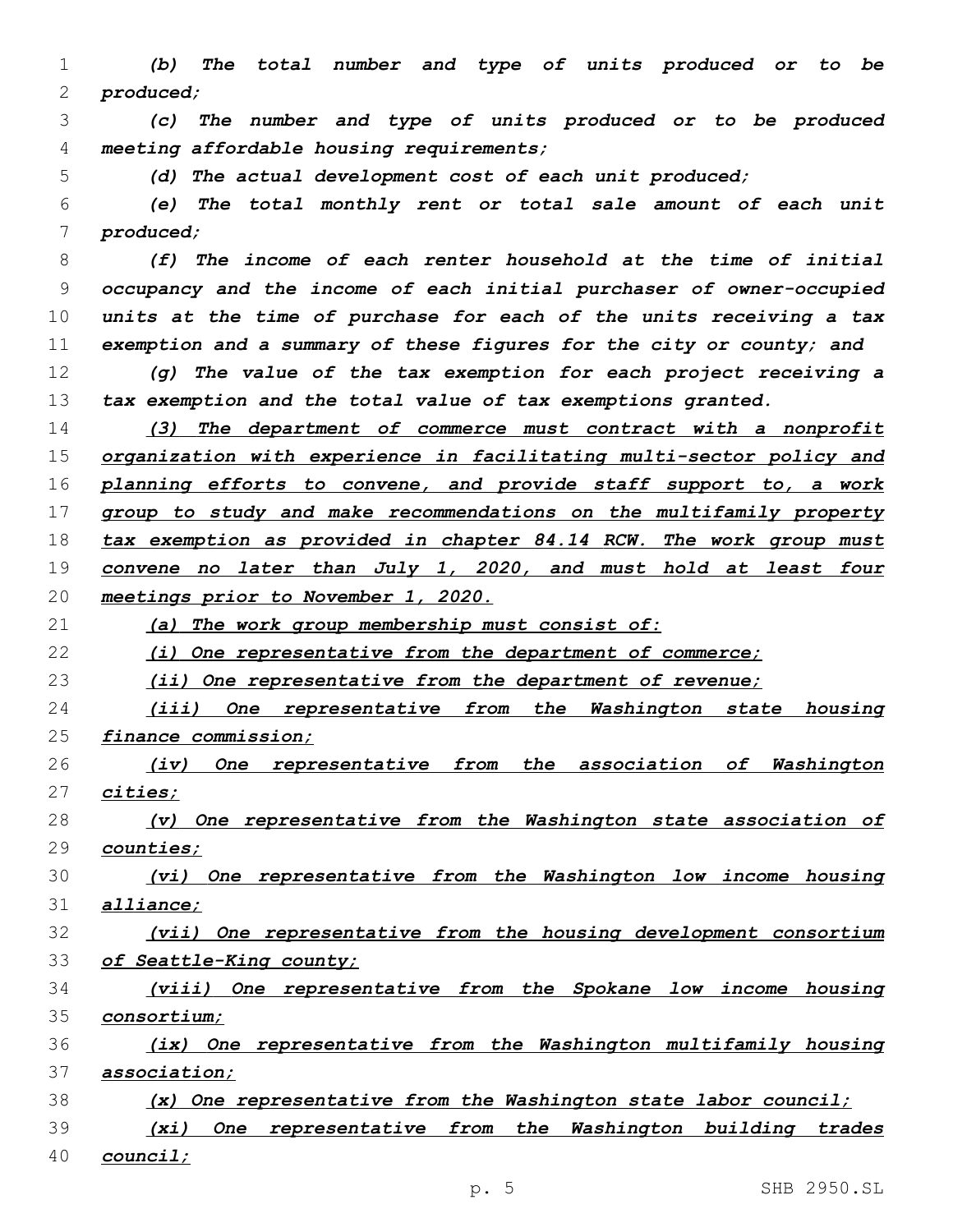*(b) The total number and type of units produced or to be produced;*

*(c) The number and type of units produced or to be produced meeting affordable housing requirements;*

*(d) The actual development cost of each unit produced;*

*(e) The total monthly rent or total sale amount of each unit produced;*

*(f) The income of each renter household at the time of initial occupancy and the income of each initial purchaser of owner-occupied units at the time of purchase for each of the units receiving a tax exemption and a summary of these figures for the city or county; and*

*(g) The value of the tax exemption for each project receiving a tax exemption and the total value of tax exemptions granted.*

*(3) The department of commerce must contract with a nonprofit organization with experience in facilitating multi-sector policy and planning efforts to convene, and provide staff support to, a work group to study and make recommendations on the multifamily property tax exemption as provided in chapter 84.14 RCW. The work group must convene no later than July 1, 2020, and must hold at least four meetings prior to November 1, 2020.*

*(a) The work group membership must consist of:*

*(i) One representative from the department of commerce;*

*(ii) One representative from the department of revenue;*

*(iii) One representative from the Washington state housing finance commission;*

*(iv) One representative from the association of Washington cities;*

*(v) One representative from the Washington state association of counties;*

*(vi) One representative from the Washington low income housing alliance;*

*(vii) One representative from the housing development consortium of Seattle-King county;*

*(viii) One representative from the Spokane low income housing consortium;*

*(ix) One representative from the Washington multifamily housing association;*

*(x) One representative from the Washington state labor council;*

*(xi) One representative from the Washington building trades council;*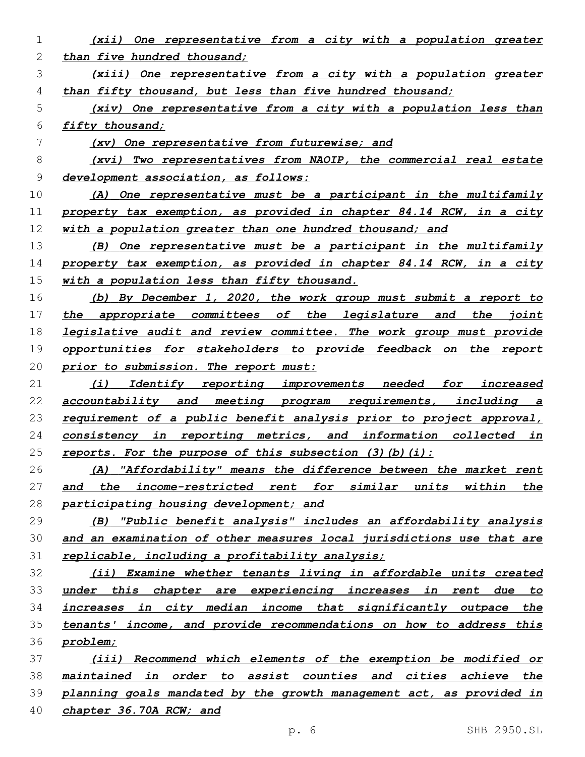*(xii) One representative from a city with a population greater than five hundred thousand;*

*(xiii) One representative from a city with a population greater than fifty thousand, but less than five hundred thousand;*

*(xiv) One representative from a city with a population less than fifty thousand;*

*(xv) One representative from futurewise; and*

*(xvi) Two representatives from NAOIP, the commercial real estate development association, as follows:*

*(A) One representative must be a participant in the multifamily property tax exemption, as provided in chapter 84.14 RCW, in a city with a population greater than one hundred thousand; and*

*(B) One representative must be a participant in the multifamily property tax exemption, as provided in chapter 84.14 RCW, in a city with a population less than fifty thousand.*

*(b) By December 1, 2020, the work group must submit a report to the appropriate committees of the legislature and the joint legislative audit and review committee. The work group must provide opportunities for stakeholders to provide feedback on the report prior to submission. The report must:*

*(i) Identify reporting improvements needed for increased accountability and meeting program requirements, including a requirement of a public benefit analysis prior to project approval, consistency in reporting metrics, and information collected in reports. For the purpose of this subsection (3)(b)(i):*

*(A) "Affordability" means the difference between the market rent and the income-restricted rent for similar units within the participating housing development; and*

*(B) "Public benefit analysis" includes an affordability analysis and an examination of other measures local jurisdictions use that are replicable, including a profitability analysis;*

*(ii) Examine whether tenants living in affordable units created under this chapter are experiencing increases in rent due to increases in city median income that significantly outpace the tenants' income, and provide recommendations on how to address this problem;*

*(iii) Recommend which elements of the exemption be modified or maintained in order to assist counties and cities achieve the planning goals mandated by the growth management act, as provided in chapter 36.70A RCW; and*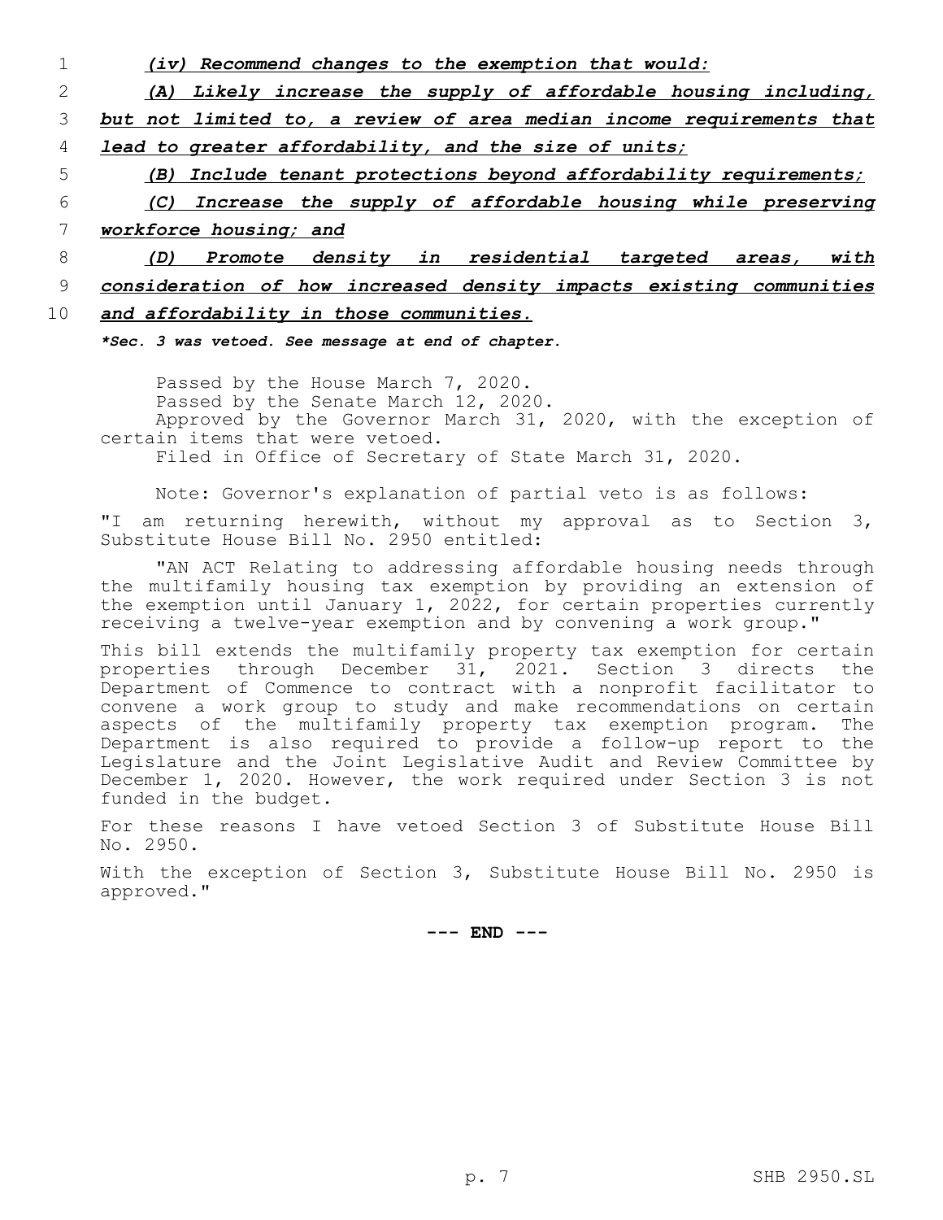*(iv) Recommend changes to the exemption that would:*

*(A) Likely increase the supply of affordable housing including, but not limited to, a review of area median income requirements that lead to greater affordability, and the size of units;*

*(B) Include tenant protections beyond affordability requirements;*

*(C) Increase the supply of affordable housing while preserving workforce housing; and*

*(D) Promote density in residential targeted areas, with consideration of how increased density impacts existing communities and affordability in those communities.*

***Sec. 3 was vetoed. See message at end of chapter.***

Passed by the House March 7, 2020.
Passed by the Senate March 12, 2020.
Approved by the Governor March 31, 2020, with the exception of certain items that were vetoed.
Filed in Office of Secretary of State March 31, 2020.

Note: Governor's explanation of partial veto is as follows:

"I am returning herewith, without my approval as to Section 3, Substitute House Bill No. 2950 entitled:

"AN ACT Relating to addressing affordable housing needs through the multifamily housing tax exemption by providing an extension of the exemption until January 1, 2022, for certain properties currently receiving a twelve-year exemption and by convening a work group."

This bill extends the multifamily property tax exemption for certain properties through December 31, 2021. Section 3 directs the Department of Commerce to contract with a nonprofit facilitator to convene a work group to study and make recommendations on certain aspects of the multifamily property tax exemption program. The Department is also required to provide a follow-up report to the Legislature and the Joint Legislative Audit and Review Committee by December 1, 2020. However, the work required under Section 3 is not funded in the budget.

For these reasons I have vetoed Section 3 of Substitute House Bill No. 2950.

With the exception of Section 3, Substitute House Bill No. 2950 is approved."

**--- END ---**